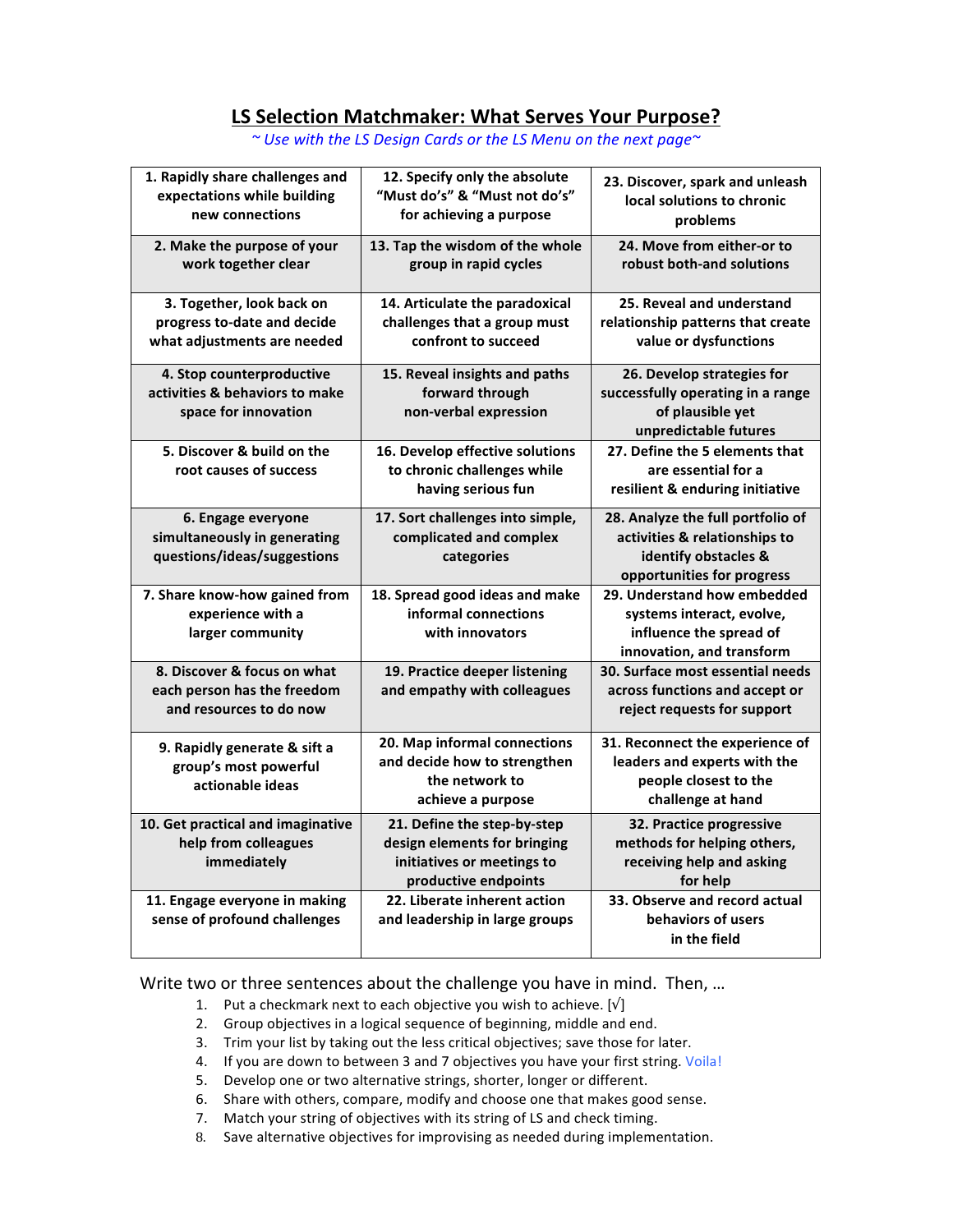## LS Selection Matchmaker: What Serves Your Purpose?

*~ Use with the LS Design Cards or the LS Menu on the next page~*

| | | |
|---|---|---|
| **1. Rapidly share challenges and expectations while building new connections** | **12. Specify only the absolute "Must do's" & "Must not do's" for achieving a purpose** | **23. Discover, spark and unleash local solutions to chronic problems** |
| **2. Make the purpose of your work together clear** | **13. Tap the wisdom of the whole group in rapid cycles** | **24. Move from either-or to robust both-and solutions** |
| **3. Together, look back on progress to-date and decide what adjustments are needed** | **14. Articulate the paradoxical challenges that a group must confront to succeed** | **25. Reveal and understand relationship patterns that create value or dysfunctions** |
| **4. Stop counterproductive activities & behaviors to make space for innovation** | **15. Reveal insights and paths forward through non-verbal expression** | **26. Develop strategies for successfully operating in a range of plausible yet unpredictable futures** |
| **5. Discover & build on the root causes of success** | **16. Develop effective solutions to chronic challenges while having serious fun** | **27. Define the 5 elements that are essential for a resilient & enduring initiative** |
| **6. Engage everyone simultaneously in generating questions/ideas/suggestions** | **17. Sort challenges into simple, complicated and complex categories** | **28. Analyze the full portfolio of activities & relationships to identify obstacles & opportunities for progress** |
| **7. Share know-how gained from experience with a larger community** | **18. Spread good ideas and make informal connections with innovators** | **29. Understand how embedded systems interact, evolve, influence the spread of innovation, and transform** |
| **8. Discover & focus on what each person has the freedom and resources to do now** | **19. Practice deeper listening and empathy with colleagues** | **30. Surface most essential needs across functions and accept or reject requests for support** |
| **9. Rapidly generate & sift a group's most powerful actionable ideas** | **20. Map informal connections and decide how to strengthen the network to achieve a purpose** | **31. Reconnect the experience of leaders and experts with the people closest to the challenge at hand** |
| **10. Get practical and imaginative help from colleagues immediately** | **21. Define the step-by-step design elements for bringing initiatives or meetings to productive endpoints** | **32. Practice progressive methods for helping others, receiving help and asking for help** |
| **11. Engage everyone in making sense of profound challenges** | **22. Liberate inherent action and leadership in large groups** | **33. Observe and record actual behaviors of users in the field** |

Write two or three sentences about the challenge you have in mind. Then, …

1. Put a checkmark next to each objective you wish to achieve. [√]
2. Group objectives in a logical sequence of beginning, middle and end.
3. Trim your list by taking out the less critical objectives; save those for later.
4. If you are down to between 3 and 7 objectives you have your first string. Voila!
5. Develop one or two alternative strings, shorter, longer or different.
6. Share with others, compare, modify and choose one that makes good sense.
7. Match your string of objectives with its string of LS and check timing.
8. Save alternative objectives for improvising as needed during implementation.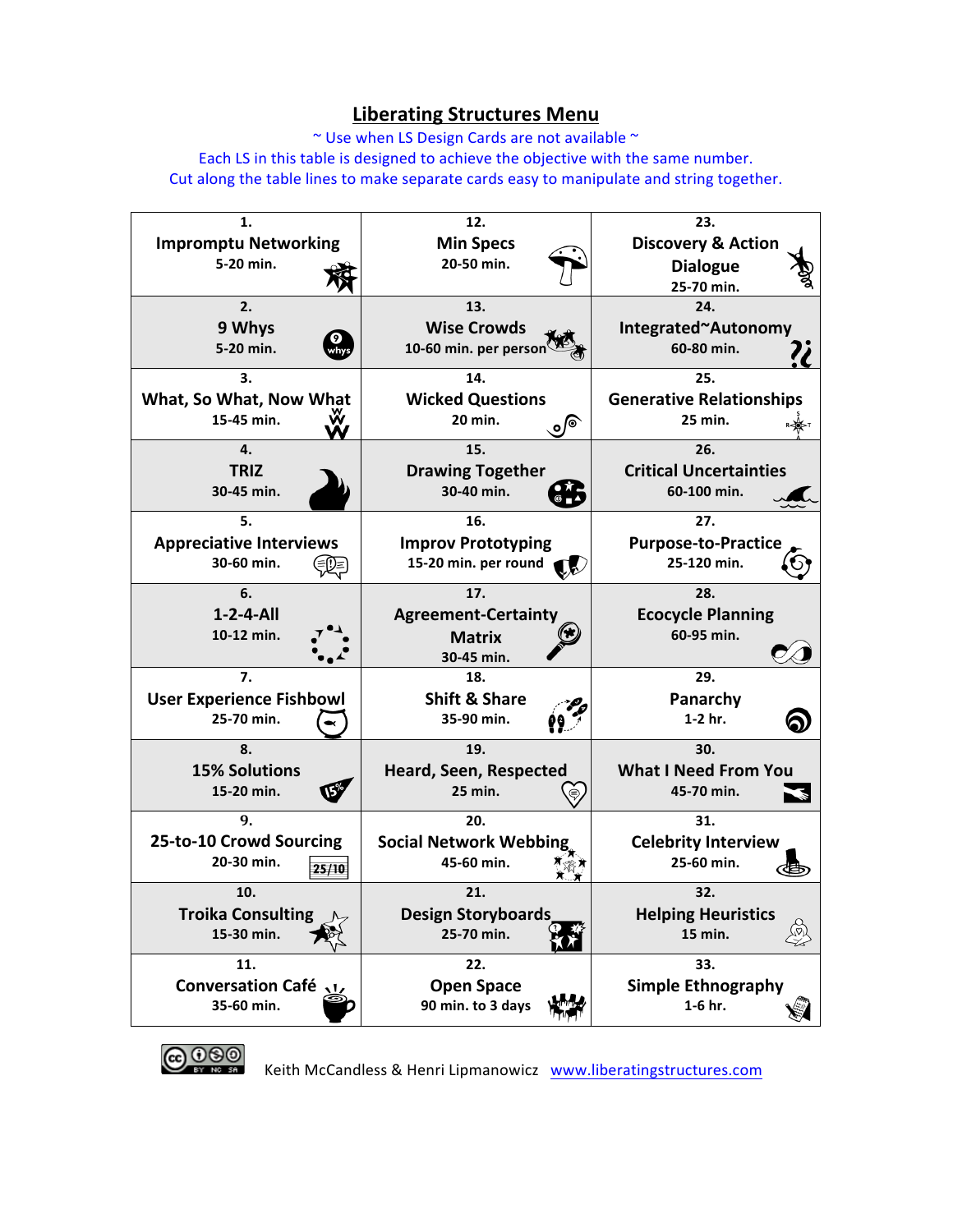# Liberating Structures Menu

~ Use when LS Design Cards are not available ~
Each LS in this table is designed to achieve the objective with the same number.
Cut along the table lines to make separate cards easy to manipulate and string together.

| | | |
|---|---|---|
| 1. **Impromptu Networking** 5-20 min. | 12. **Min Specs** 20-50 min. | 23. **Discovery & Action Dialogue** 25-70 min. |
| 2. **9 Whys** 5-20 min. | 13. **Wise Crowds** 10-60 min. per person | 24. **Integrated~Autonomy** 60-80 min. |
| 3. **What, So What, Now What** 15-45 min. | 14. **Wicked Questions** 20 min. | 25. **Generative Relationships** 25 min. |
| 4. **TRIZ** 30-45 min. | 15. **Drawing Together** 30-40 min. | 26. **Critical Uncertainties** 60-100 min. |
| 5. **Appreciative Interviews** 30-60 min. | 16. **Improv Prototyping** 15-20 min. per round | 27. **Purpose-to-Practice** 25-120 min. |
| 6. **1-2-4-All** 10-12 min. | 17. **Agreement-Certainty Matrix** 30-45 min. | 28. **Ecocycle Planning** 60-95 min. |
| 7. **User Experience Fishbowl** 25-70 min. | 18. **Shift & Share** 35-90 min. | 29. **Panarchy** 1-2 hr. |
| 8. **15% Solutions** 15-20 min. | 19. **Heard, Seen, Respected** 25 min. | 30. **What I Need From You** 45-70 min. |
| 9. **25-to-10 Crowd Sourcing** 20-30 min. | 20. **Social Network Webbing** 45-60 min. | 31. **Celebrity Interview** 25-60 min. |
| 10. **Troika Consulting** 15-30 min. | 21. **Design Storyboards** 25-70 min. | 32. **Helping Heuristics** 15 min. |
| 11. **Conversation Café** 35-60 min. | 22. **Open Space** 90 min. to 3 days | 33. **Simple Ethnography** 1-6 hr. |

Keith McCandless & Henri Lipmanowicz www.liberatingstructures.com